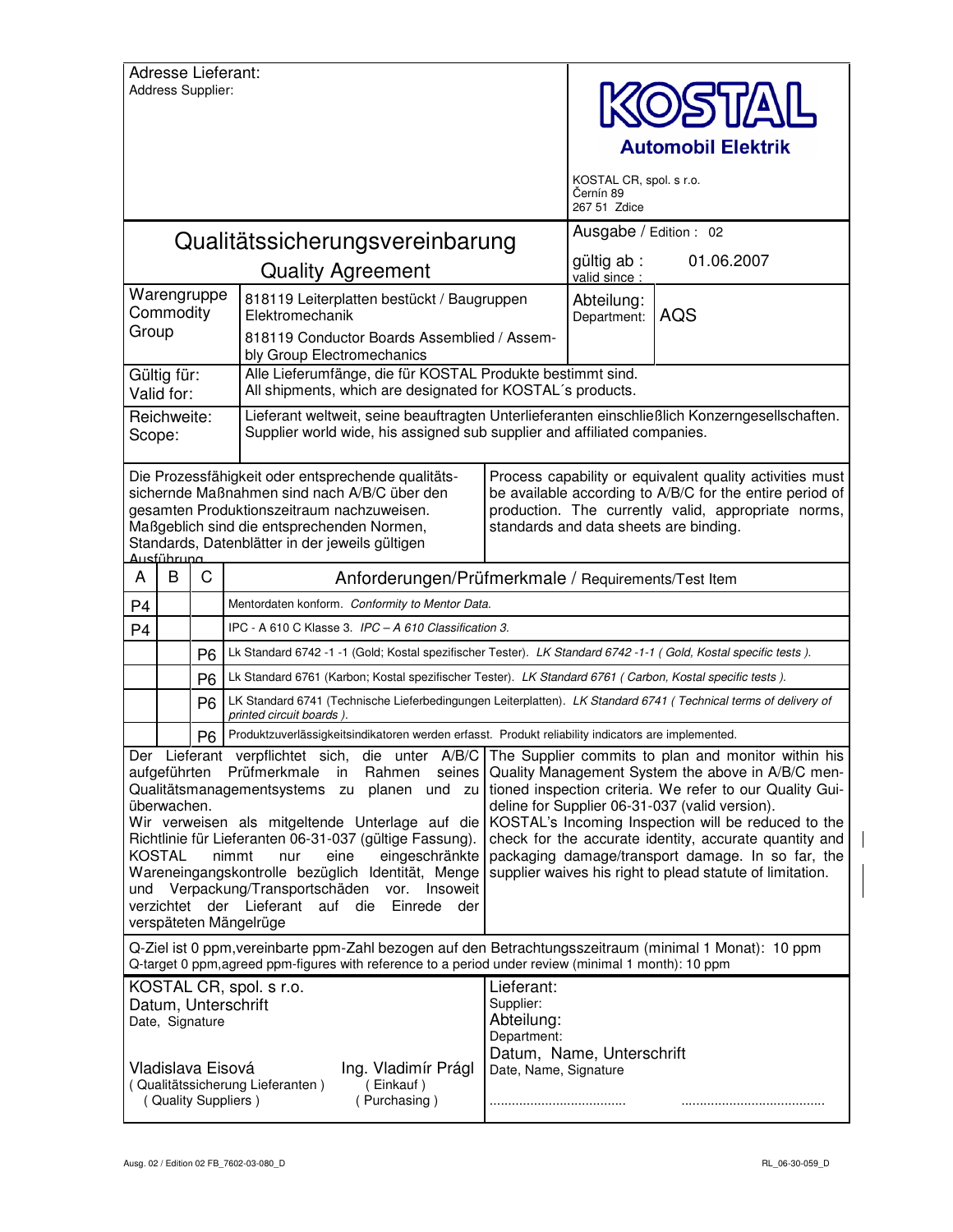Adresse Lieferant:
Address Supplier:

**KOSTAL**
**Automobil Elektrik**

KOSTAL CR, spol. s r.o.
Černín 89
267 51 Zdice

# Qualitätssicherungsvereinbarung
## Quality Agreement

Ausgabe / Edition : 02

gültig ab : 01.06.2007
valid since :

| | |
|---|---|
| Warengruppe Commodity Group | 818119 Leiterplatten bestückt / Baugruppen Elektromechanik<br>818119 Conductor Boards Assemblied / Assembly Group Electromechanics |
| Abteilung: Department: | AQS |
| Gültig für: Valid for: | Alle Lieferumfänge, die für KOSTAL Produkte bestimmt sind.<br>All shipments, which are designated for KOSTAL´s products. |
| Reichweite: Scope: | Lieferant weltweit, seine beauftragten Unterlieferanten einschließlich Konzerngesellschaften.<br>Supplier world wide, his assigned sub supplier and affiliated companies. |

Die Prozessfähigkeit oder entsprechende qualitätssichernde Maßnahmen sind nach A/B/C über den gesamten Produktionszeitraum nachzuweisen. Maßgeblich sind die entsprechenden Normen, Standards, Datenblätter in der jeweils gültigen Ausführung.

Process capability or equivalent quality activities must be available according to A/B/C for the entire period of production. The currently valid, appropriate norms, standards and data sheets are binding.

| A | B | C | Anforderungen/Prüfmerkmale / Requirements/Test Item |
|---|---|---|---|
| P4 | | | Mentordaten konform. *Conformity to Mentor Data.* |
| P4 | | | IPC - A 610 C Klasse 3. *IPC – A 610 Classification 3.* |
| | | P6 | Lk Standard 6742 -1 -1 (Gold; Kostal spezifischer Tester). *LK Standard 6742 -1-1 ( Gold, Kostal specific tests ).* |
| | | P6 | Lk Standard 6761 (Karbon; Kostal spezifischer Tester). *LK Standard 6761 ( Carbon, Kostal specific tests ).* |
| | | P6 | LK Standard 6741 (Technische Lieferbedingungen Leiterplatten). *LK Standard 6741 ( Technical terms of delivery of printed circuit boards ).* |
| | | P6 | Produktzuverlässigkeitsindikatoren werden erfasst. Product reliability indicators are implemented. |

Der Lieferant verpflichtet sich, die unter A/B/C aufgeführten Prüfmerkmale im Rahmen seines Qualitätsmanagementsystems zu planen und zu überwachen.
Wir verweisen als mitgeltende Unterlage auf die Richtlinie für Lieferanten 06-31-037 (gültige Fassung).
KOSTAL nimmt nur eine eingeschränkte Wareneingangskontrolle bezüglich Identität, Menge und Verpackung/Transportschäden vor. Insoweit verzichtet der Lieferant auf die Einrede der verspäteten Mängelrüge

The Supplier commits to plan and monitor within his Quality Management System the above in A/B/C mentioned inspection criteria. We refer to our Quality Guideline for Supplier 06-31-037 (valid version).
KOSTAL's Incoming Inspection will be reduced to the check for the accurate identity, accurate quantity and packaging damage/transport damage. In so far, the supplier waives his right to plead statute of limitation.

Q-Ziel ist 0 ppm,vereinbarte ppm-Zahl bezogen auf den Betrachtungsszeitraum (minimal 1 Monat): 10 ppm
Q-target 0 ppm,agreed ppm-figures with reference to a period under review (minimal 1 month): 10 ppm

| KOSTAL CR, spol. s r.o.<br>Datum, Unterschrift<br>Date, Signature | Lieferant:<br>Supplier:<br>Abteilung:<br>Department:<br>Datum, Name, Unterschrift<br>Date, Name, Signature |
|---|---|
| Vladislava Eisová ( Qualitätssicherung Lieferanten ) ( Quality Suppliers )<br>Ing. Vladimír Prágl ( Einkauf ) ( Purchasing ) | .................................... ....................................... |

Ausg. 02 / Edition 02 FB_7602-03-080_D

RL_06-30-059_D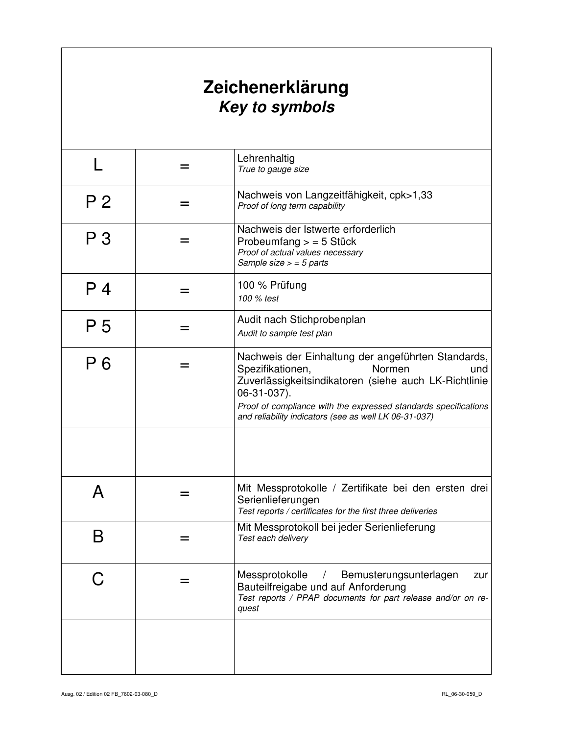# Zeichenerklärung

## *Key to symbols*

| | | |
|---|---|---|
| L | = | Lehrenhaltig<br>*True to gauge size* |
| P 2 | = | Nachweis von Langzeitfähigkeit, cpk>1,33<br>*Proof of long term capability* |
| P 3 | = | Nachweis der Istwerte erforderlich<br>Probeumfang > = 5 Stück<br>*Proof of actual values necessary*<br>*Sample size > = 5 parts* |
| P 4 | = | 100 % Prüfung<br>*100 % test* |
| P 5 | = | Audit nach Stichprobenplan<br>*Audit to sample test plan* |
| P 6 | = | Nachweis der Einhaltung der angeführten Standards, Spezifikationen, Normen und Zuverlässigkeitsindikatoren (siehe auch LK-Richtlinie 06-31-037).<br>*Proof of compliance with the expressed standards specifications and reliability indicators (see as well LK 06-31-037)* |
| | | |
| A | = | Mit Messprotokolle / Zertifikate bei den ersten drei Serienlieferungen<br>*Test reports / certificates for the first three deliveries* |
| B | = | Mit Messprotokoll bei jeder Serienlieferung<br>*Test each delivery* |
| C | = | Messprotokolle / Bemusterungsunterlagen zur Bauteilfreigabe und auf Anforderung<br>*Test reports / PPAP documents for part release and/or on re-quest* |
| | | |

Ausg. 02 / Edition 02 FB_7602-03-080_D

RL_06-30-059_D